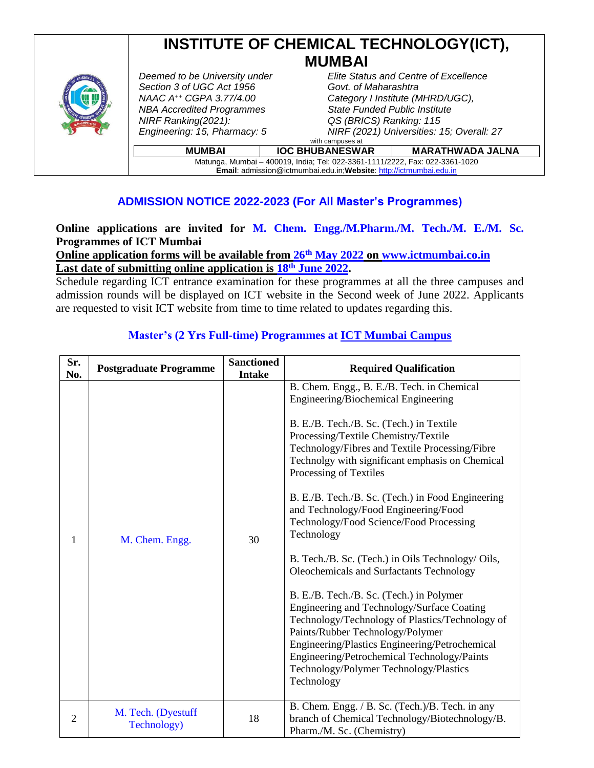# INSTITUTE OF CHEMICAL TECHNOLOGY(ICT), MUMBAI

*Deemed to be University under Section 3 of UGC Act 1956*
*NAAC A[++] CGPA 3.77/4.00*
*NBA Accredited Programmes*
*NIRF Ranking(2021):*
*Engineering: 15, Pharmacy: 5*

*Elite Status and Centre of Excellence*
*Govt. of Maharashtra*
*Category I Institute (MHRD/UGC),*
*State Funded Public Institute*
*QS (BRICS) Ranking: 115*
*NIRF (2021) Universities: 15; Overall: 27*

with campuses at

| MUMBAI | IOC BHUBANESWAR | MARATHWADA JALNA |
|---|---|---|

Matunga, Mumbai – 400019, India; Tel: 022-3361-1111/2222, Fax: 022-3361-1020
**Email**: admission@ictmumbai.edu.in;**Website**: http://ictmumbai.edu.in

## ADMISSION NOTICE 2022-2023 (For All Master's Programmes)

**Online applications are invited for M. Chem. Engg./M.Pharm./M. Tech./M. E./M. Sc. Programmes of ICT Mumbai**

**Online application forms will be available from 26th May 2022 on www.ictmumbai.co.in**

**Last date of submitting online application is 18th June 2022.**

Schedule regarding ICT entrance examination for these programmes at all the three campuses and admission rounds will be displayed on ICT website in the Second week of June 2022. Applicants are requested to visit ICT website from time to time related to updates regarding this.

### Master's (2 Yrs Full-time) Programmes at ICT Mumbai Campus

| Sr. No. | Postgraduate Programme | Sanctioned Intake | Required Qualification |
|---|---|---|---|
| 1 | M. Chem. Engg. | 30 | B. Chem. Engg., B. E./B. Tech. in Chemical Engineering/Biochemical Engineering<br><br>B. E./B. Tech./B. Sc. (Tech.) in Textile Processing/Textile Chemistry/Textile Technology/Fibres and Textile Processing/Fibre Technolgy with significant emphasis on Chemical Processing of Textiles<br><br>B. E./B. Tech./B. Sc. (Tech.) in Food Engineering and Technology/Food Engineering/Food Technology/Food Science/Food Processing Technology<br><br>B. Tech./B. Sc. (Tech.) in Oils Technology/ Oils, Oleochemicals and Surfactants Technology<br><br>B. E./B. Tech./B. Sc. (Tech.) in Polymer Engineering and Technology/Surface Coating Technology/Technology of Plastics/Technology of Paints/Rubber Technology/Polymer Engineering/Plastics Engineering/Petrochemical Engineering/Petrochemical Technology/Paints Technology/Polymer Technology/Plastics Technology |
| 2 | M. Tech. (Dyestuff Technology) | 18 | B. Chem. Engg. / B. Sc. (Tech.)/B. Tech. in any branch of Chemical Technology/Biotechnology/B. Pharm./M. Sc. (Chemistry) |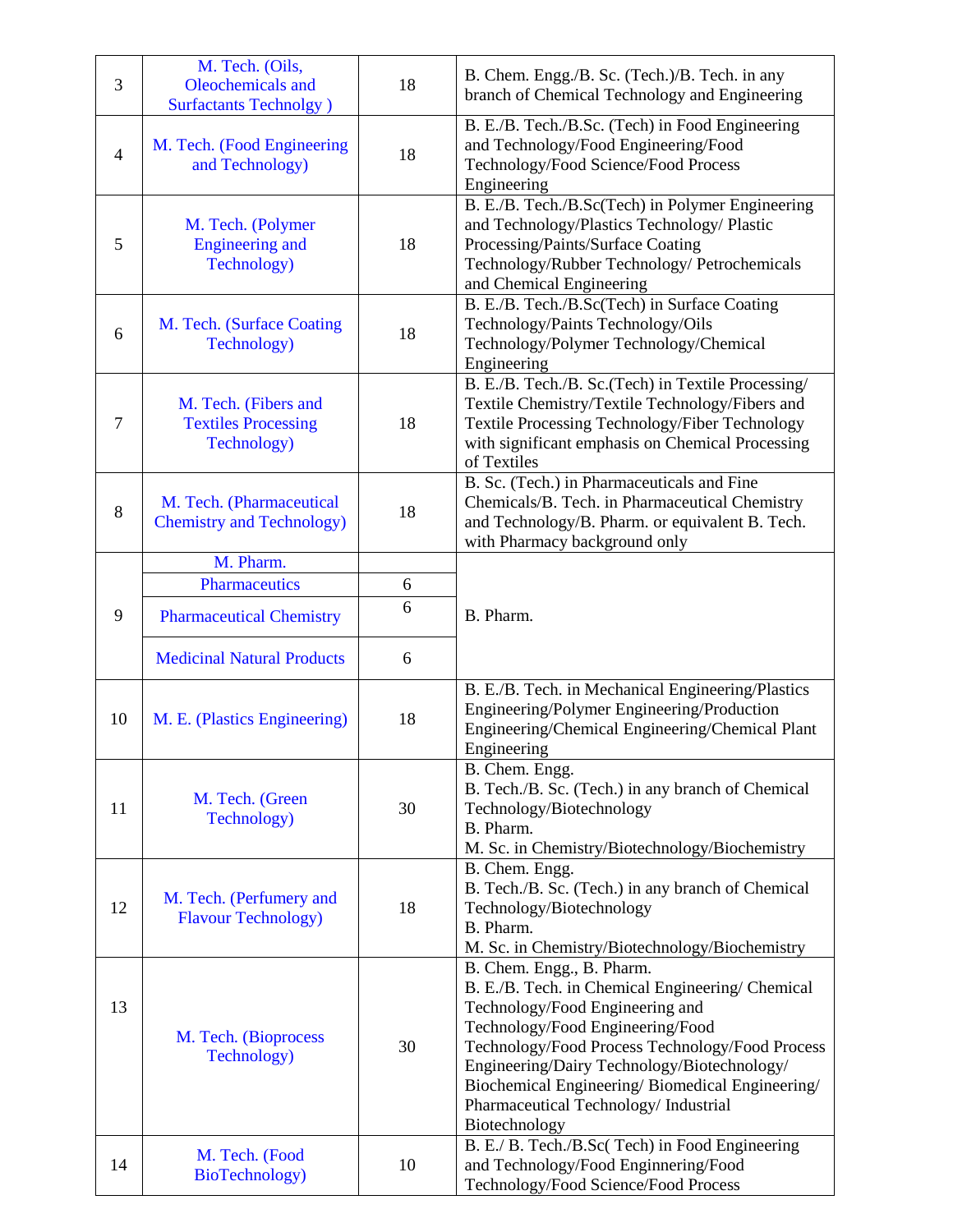| 3 | M. Tech. (Oils, Oleochemicals and Surfactants Technolgy ) | 18 | B. Chem. Engg./B. Sc. (Tech.)/B. Tech. in any branch of Chemical Technology and Engineering |
|---|---|---|---|
| 4 | M. Tech. (Food Engineering and Technology) | 18 | B. E./B. Tech./B.Sc. (Tech) in Food Engineering and Technology/Food Engineering/Food Technology/Food Science/Food Process Engineering |
| 5 | M. Tech. (Polymer Engineering and Technology) | 18 | B. E./B. Tech./B.Sc(Tech) in Polymer Engineering and Technology/Plastics Technology/ Plastic Processing/Paints/Surface Coating Technology/Rubber Technology/ Petrochemicals and Chemical Engineering |
| 6 | M. Tech. (Surface Coating Technology) | 18 | B. E./B. Tech./B.Sc(Tech) in Surface Coating Technology/Paints Technology/Oils Technology/Polymer Technology/Chemical Engineering |
| 7 | M. Tech. (Fibers and Textiles Processing Technology) | 18 | B. E./B. Tech./B. Sc.(Tech) in Textile Processing/ Textile Chemistry/Textile Technology/Fibers and Textile Processing Technology/Fiber Technology with significant emphasis on Chemical Processing of Textiles |
| 8 | M. Tech. (Pharmaceutical Chemistry and Technology) | 18 | B. Sc. (Tech.) in Pharmaceuticals and Fine Chemicals/B. Tech. in Pharmaceutical Chemistry and Technology/B. Pharm. or equivalent B. Tech. with Pharmacy background only |
| 9 | M. Pharm. | | B. Pharm. |
| | Pharmaceutics | 6 | |
| | Pharmaceutical Chemistry | 6 | |
| | Medicinal Natural Products | 6 | |
| 10 | M. E. (Plastics Engineering) | 18 | B. E./B. Tech. in Mechanical Engineering/Plastics Engineering/Polymer Engineering/Production Engineering/Chemical Engineering/Chemical Plant Engineering |
| 11 | M. Tech. (Green Technology) | 30 | B. Chem. Engg.<br>B. Tech./B. Sc. (Tech.) in any branch of Chemical Technology/Biotechnology<br>B. Pharm.<br>M. Sc. in Chemistry/Biotechnology/Biochemistry |
| 12 | M. Tech. (Perfumery and Flavour Technology) | 18 | B. Chem. Engg.<br>B. Tech./B. Sc. (Tech.) in any branch of Chemical Technology/Biotechnology<br>B. Pharm.<br>M. Sc. in Chemistry/Biotechnology/Biochemistry |
| 13 | M. Tech. (Bioprocess Technology) | 30 | B. Chem. Engg., B. Pharm.<br>B. E./B. Tech. in Chemical Engineering/ Chemical Technology/Food Engineering and Technology/Food Engineering/Food Technology/Food Process Technology/Food Process Engineering/Dairy Technology/Biotechnology/ Biochemical Engineering/ Biomedical Engineering/ Pharmaceutical Technology/ Industrial Biotechnology |
| 14 | M. Tech. (Food BioTechnology) | 10 | B. E./ B. Tech./B.Sc( Tech) in Food Engineering and Technology/Food Enginnering/Food Technology/Food Science/Food Process |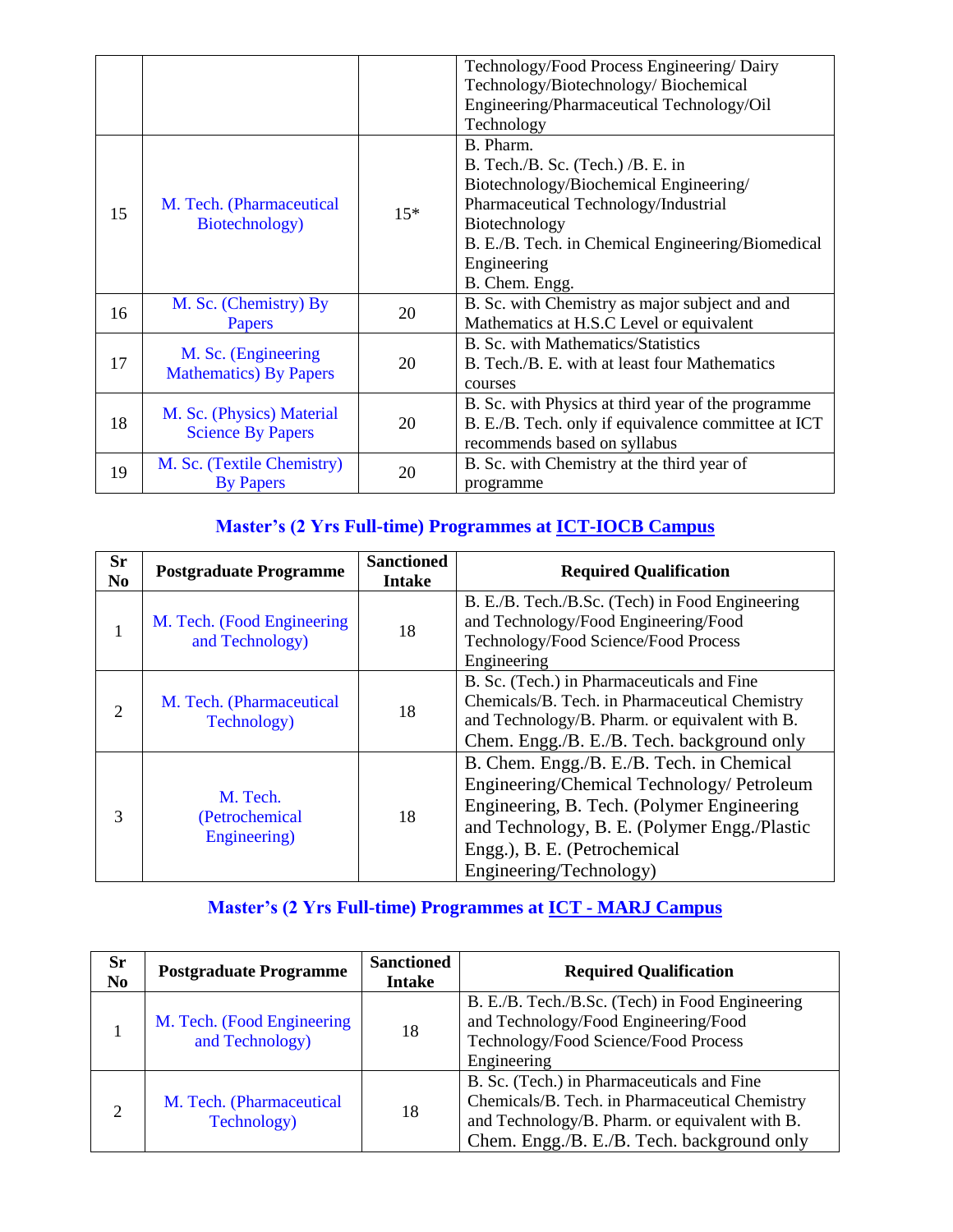| | | | Technology/Food Process Engineering/ Dairy Technology/Biotechnology/ Biochemical Engineering/Pharmaceutical Technology/Oil Technology |
|---|---|---|---|
| 15 | M. Tech. (Pharmaceutical Biotechnology) | 15* | B. Pharm.<br>B. Tech./B. Sc. (Tech.) /B. E. in Biotechnology/Biochemical Engineering/ Pharmaceutical Technology/Industrial Biotechnology<br>B. E./B. Tech. in Chemical Engineering/Biomedical Engineering<br>B. Chem. Engg. |
| 16 | M. Sc. (Chemistry) By Papers | 20 | B. Sc. with Chemistry as major subject and and Mathematics at H.S.C Level or equivalent |
| 17 | M. Sc. (Engineering Mathematics) By Papers | 20 | B. Sc. with Mathematics/Statistics<br>B. Tech./B. E. with at least four Mathematics courses |
| 18 | M. Sc. (Physics) Material Science By Papers | 20 | B. Sc. with Physics at third year of the programme<br>B. E./B. Tech. only if equivalence committee at ICT recommends based on syllabus |
| 19 | M. Sc. (Textile Chemistry) By Papers | 20 | B. Sc. with Chemistry at the third year of programme |

## Master's (2 Yrs Full-time) Programmes at ICT-IOCB Campus

| Sr No | Postgraduate Programme | Sanctioned Intake | Required Qualification |
|---|---|---|---|
| 1 | M. Tech. (Food Engineering and Technology) | 18 | B. E./B. Tech./B.Sc. (Tech) in Food Engineering and Technology/Food Engineering/Food Technology/Food Science/Food Process Engineering |
| 2 | M. Tech. (Pharmaceutical Technology) | 18 | B. Sc. (Tech.) in Pharmaceuticals and Fine Chemicals/B. Tech. in Pharmaceutical Chemistry and Technology/B. Pharm. or equivalent with B. Chem. Engg./B. E./B. Tech. background only |
| 3 | M. Tech. (Petrochemical Engineering) | 18 | B. Chem. Engg./B. E./B. Tech. in Chemical Engineering/Chemical Technology/ Petroleum Engineering, B. Tech. (Polymer Engineering and Technology, B. E. (Polymer Engg./Plastic Engg.), B. E. (Petrochemical Engineering/Technology) |

## Master's (2 Yrs Full-time) Programmes at ICT - MARJ Campus

| Sr No | Postgraduate Programme | Sanctioned Intake | Required Qualification |
|---|---|---|---|
| 1 | M. Tech. (Food Engineering and Technology) | 18 | B. E./B. Tech./B.Sc. (Tech) in Food Engineering and Technology/Food Engineering/Food Technology/Food Science/Food Process Engineering |
| 2 | M. Tech. (Pharmaceutical Technology) | 18 | B. Sc. (Tech.) in Pharmaceuticals and Fine Chemicals/B. Tech. in Pharmaceutical Chemistry and Technology/B. Pharm. or equivalent with B. Chem. Engg./B. E./B. Tech. background only |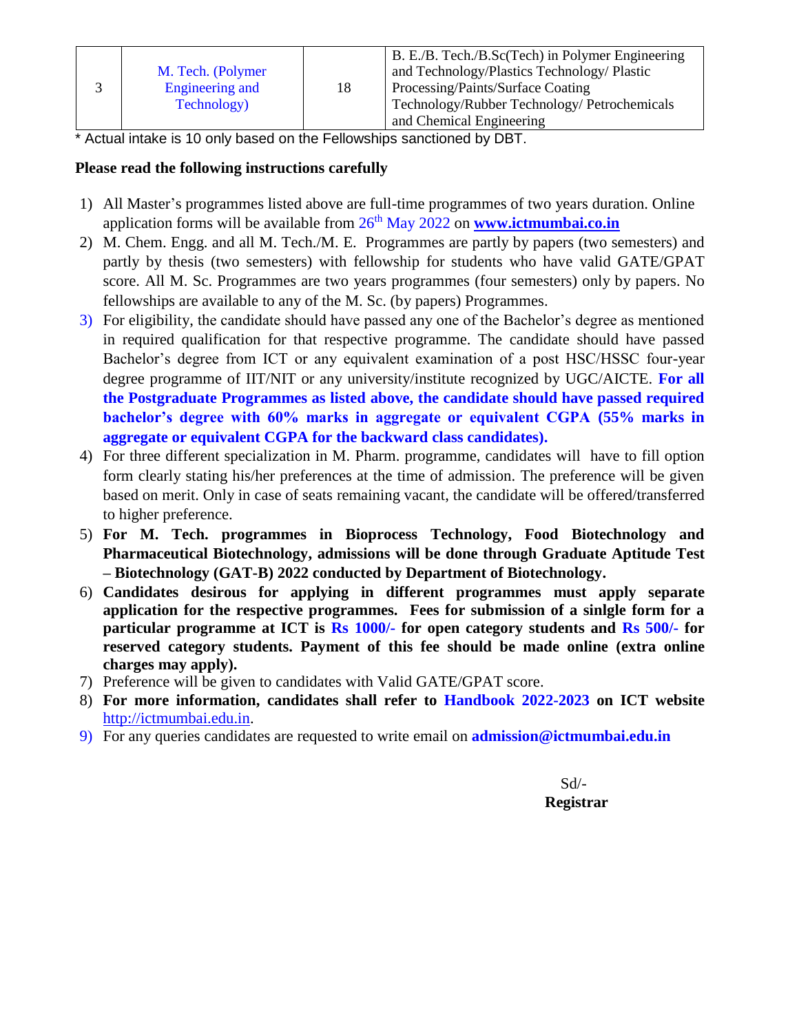| | | | |
|---|---|---|---|
| 3 | M. Tech. (Polymer Engineering and Technology) | 18 | B. E./B. Tech./B.Sc(Tech) in Polymer Engineering and Technology/Plastics Technology/ Plastic Processing/Paints/Surface Coating Technology/Rubber Technology/ Petrochemicals and Chemical Engineering |

* Actual intake is 10 only based on the Fellowships sanctioned by DBT.

**Please read the following instructions carefully**

1) All Master's programmes listed above are full-time programmes of two years duration. Online application forms will be available from 26th May 2022 on **www.ictmumbai.co.in**
2) M. Chem. Engg. and all M. Tech./M. E. Programmes are partly by papers (two semesters) and partly by thesis (two semesters) with fellowship for students who have valid GATE/GPAT score. All M. Sc. Programmes are two years programmes (four semesters) only by papers. No fellowships are available to any of the M. Sc. (by papers) Programmes.
3) For eligibility, the candidate should have passed any one of the Bachelor's degree as mentioned in required qualification for that respective programme. The candidate should have passed Bachelor's degree from ICT or any equivalent examination of a post HSC/HSSC four-year degree programme of IIT/NIT or any university/institute recognized by UGC/AICTE. **For all the Postgraduate Programmes as listed above, the candidate should have passed required bachelor's degree with 60% marks in aggregate or equivalent CGPA (55% marks in aggregate or equivalent CGPA for the backward class candidates).**
4) For three different specialization in M. Pharm. programme, candidates will have to fill option form clearly stating his/her preferences at the time of admission. The preference will be given based on merit. Only in case of seats remaining vacant, the candidate will be offered/transferred to higher preference.
5) **For M. Tech. programmes in Bioprocess Technology, Food Biotechnology and Pharmaceutical Biotechnology, admissions will be done through Graduate Aptitude Test – Biotechnology (GAT-B) 2022 conducted by Department of Biotechnology.**
6) **Candidates desirous for applying in different programmes must apply separate application for the respective programmes. Fees for submission of a sinlgle form for a particular programme at ICT is Rs 1000/- for open category students and Rs 500/- for reserved category students. Payment of this fee should be made online (extra online charges may apply).**
7) Preference will be given to candidates with Valid GATE/GPAT score.
8) **For more information, candidates shall refer to Handbook 2022-2023 on ICT website** http://ictmumbai.edu.in.
9) For any queries candidates are requested to write email on **admission@ictmumbai.edu.in**

Sd/-

**Registrar**